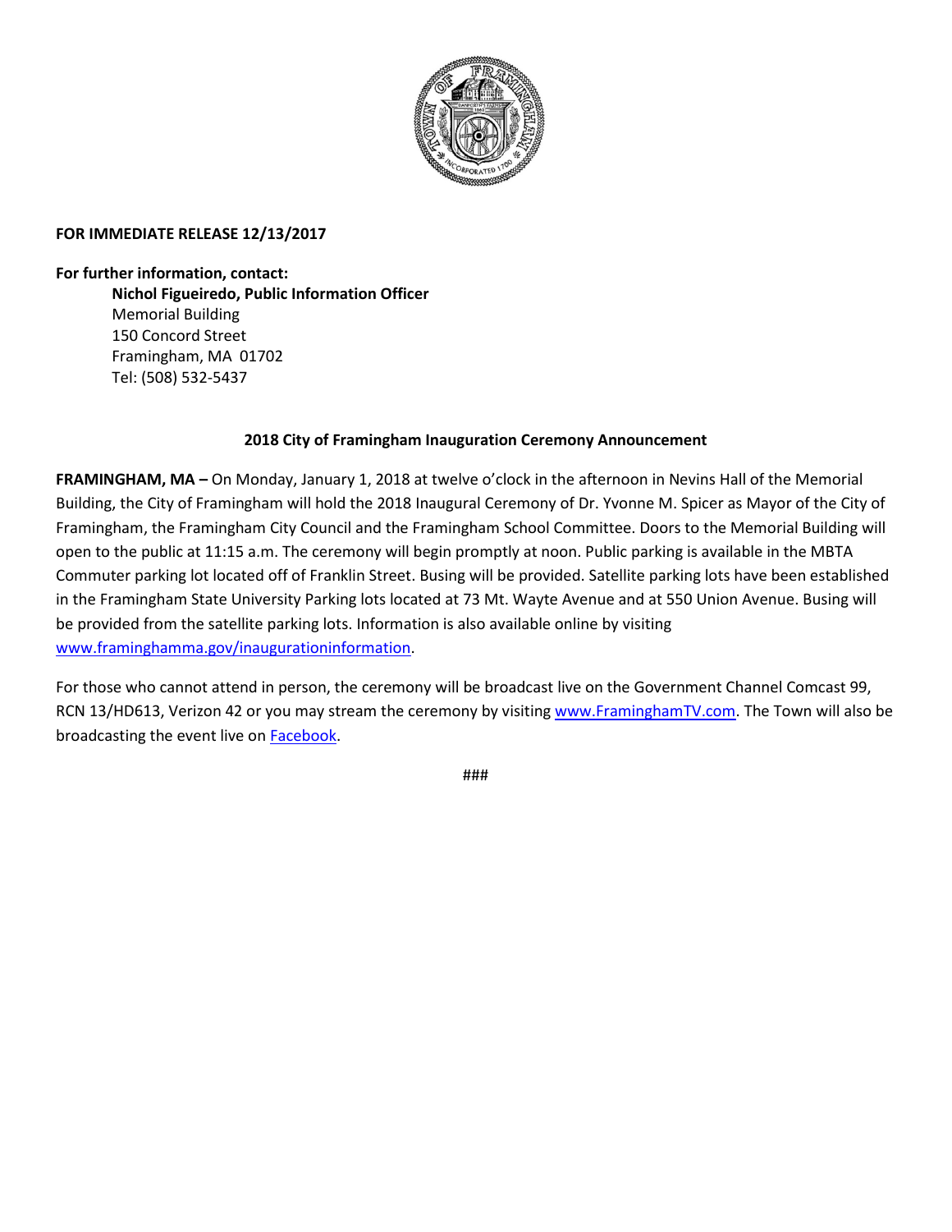**FOR IMMEDIATE RELEASE 12/13/2017**

**For further information, contact:**

**Nichol Figueiredo, Public Information Officer**
Memorial Building
150 Concord Street
Framingham, MA 01702
Tel: (508) 532-5437

## 2018 City of Framingham Inauguration Ceremony Announcement

**FRAMINGHAM, MA –** On Monday, January 1, 2018 at twelve o'clock in the afternoon in Nevins Hall of the Memorial Building, the City of Framingham will hold the 2018 Inaugural Ceremony of Dr. Yvonne M. Spicer as Mayor of the City of Framingham, the Framingham City Council and the Framingham School Committee. Doors to the Memorial Building will open to the public at 11:15 a.m. The ceremony will begin promptly at noon. Public parking is available in the MBTA Commuter parking lot located off of Franklin Street. Busing will be provided. Satellite parking lots have been established in the Framingham State University Parking lots located at 73 Mt. Wayte Avenue and at 550 Union Avenue. Busing will be provided from the satellite parking lots. Information is also available online by visiting www.framinghamma.gov/inaugurationinformation.

For those who cannot attend in person, the ceremony will be broadcast live on the Government Channel Comcast 99, RCN 13/HD613, Verizon 42 or you may stream the ceremony by visiting www.FraminghamTV.com. The Town will also be broadcasting the event live on Facebook.

###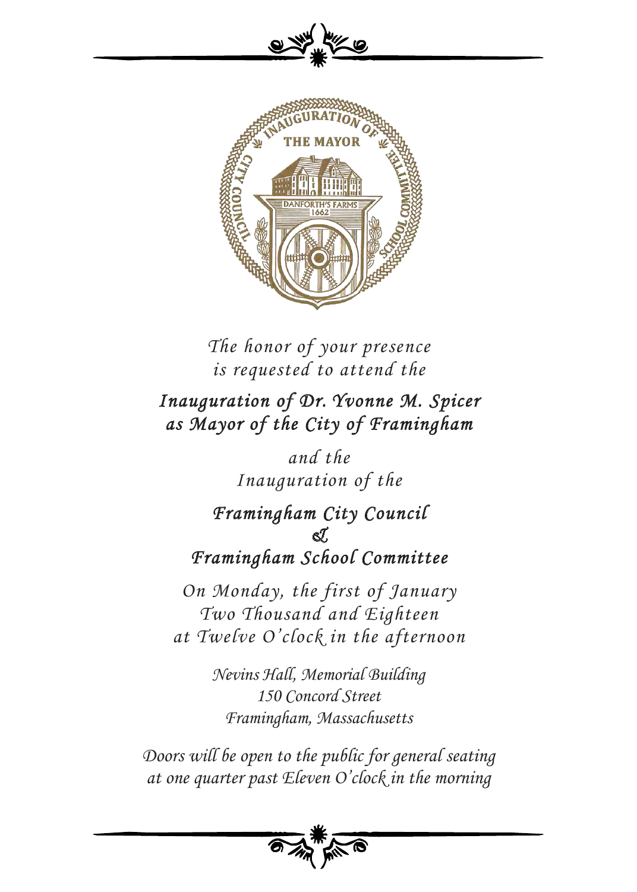*The honor of your presence*
*is requested to attend the*

***Inauguration of Dr. Yvonne M. Spicer***
***as Mayor of the City of Framingham***

*and the*
*Inauguration of the*

***Framingham City Council***
***&***
***Framingham School Committee***

*On Monday, the first of January*
*Two Thousand and Eighteen*
*at Twelve O'clock in the afternoon*

*Nevins Hall, Memorial Building*
*150 Concord Street*
*Framingham, Massachusetts*

*Doors will be open to the public for general seating*
*at one quarter past Eleven O'clock in the morning*